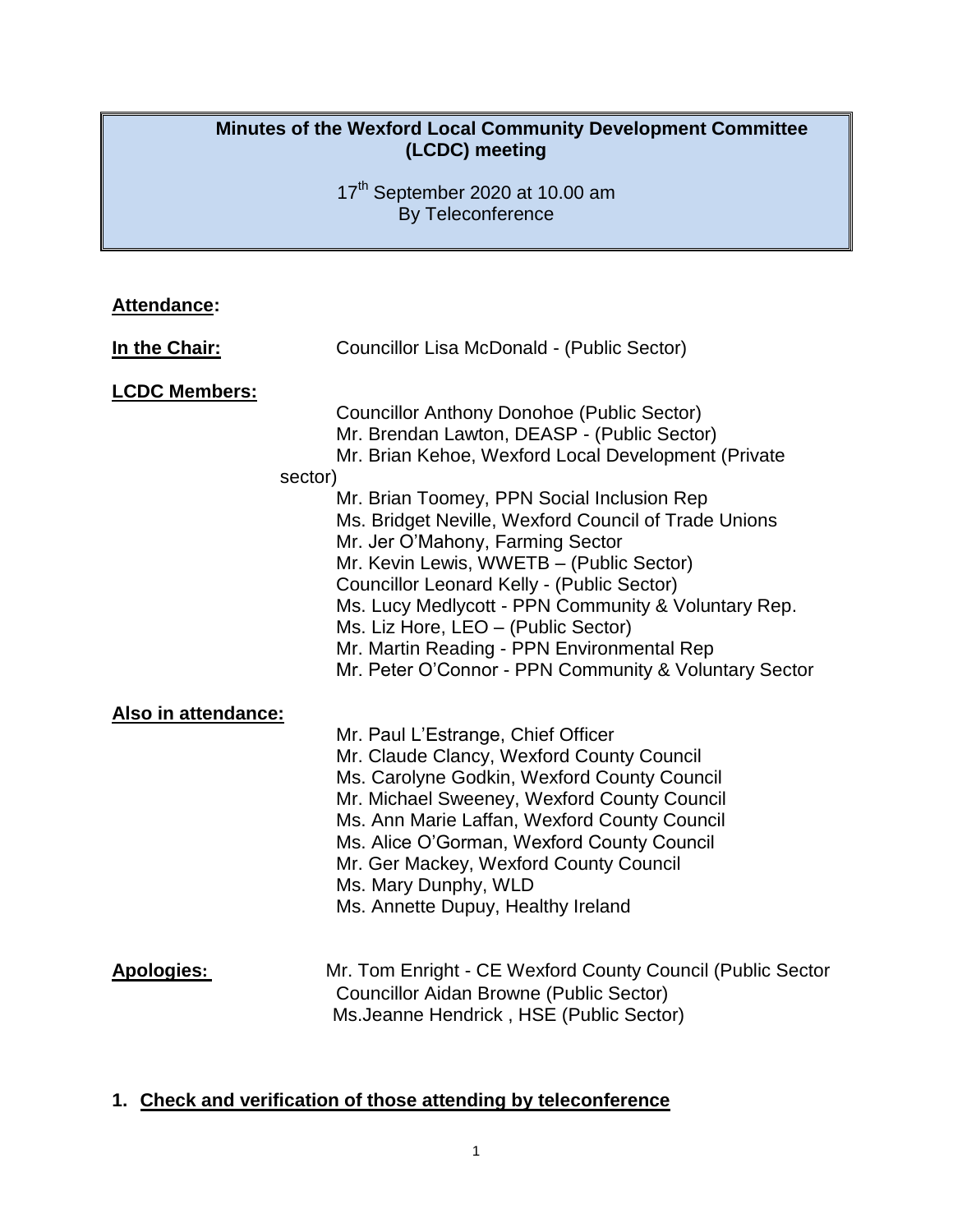# Minutes of the Wexford Local Community Development Committee (LCDC) meeting

17th September 2020 at 10.00 am
By Teleconference

**Attendance:**

**In the Chair:** Councillor Lisa McDonald - (Public Sector)

**LCDC Members:**

Councillor Anthony Donohoe (Public Sector)
Mr. Brendan Lawton, DEASP - (Public Sector)
Mr. Brian Kehoe, Wexford Local Development (Private sector)
Mr. Brian Toomey, PPN Social Inclusion Rep
Ms. Bridget Neville, Wexford Council of Trade Unions
Mr. Jer O'Mahony, Farming Sector
Mr. Kevin Lewis, WWETB – (Public Sector)
Councillor Leonard Kelly - (Public Sector)
Ms. Lucy Medlycott - PPN Community & Voluntary Rep.
Ms. Liz Hore, LEO – (Public Sector)
Mr. Martin Reading - PPN Environmental Rep
Mr. Peter O'Connor - PPN Community & Voluntary Sector

**Also in attendance:**

Mr. Paul L'Estrange, Chief Officer
Mr. Claude Clancy, Wexford County Council
Ms. Carolyne Godkin, Wexford County Council
Mr. Michael Sweeney, Wexford County Council
Ms. Ann Marie Laffan, Wexford County Council
Ms. Alice O'Gorman, Wexford County Council
Mr. Ger Mackey, Wexford County Council
Ms. Mary Dunphy, WLD
Ms. Annette Dupuy, Healthy Ireland

**Apologies:** Mr. Tom Enright - CE Wexford County Council (Public Sector
Councillor Aidan Browne (Public Sector)
Ms.Jeanne Hendrick , HSE (Public Sector)

## 1. Check and verification of those attending by teleconference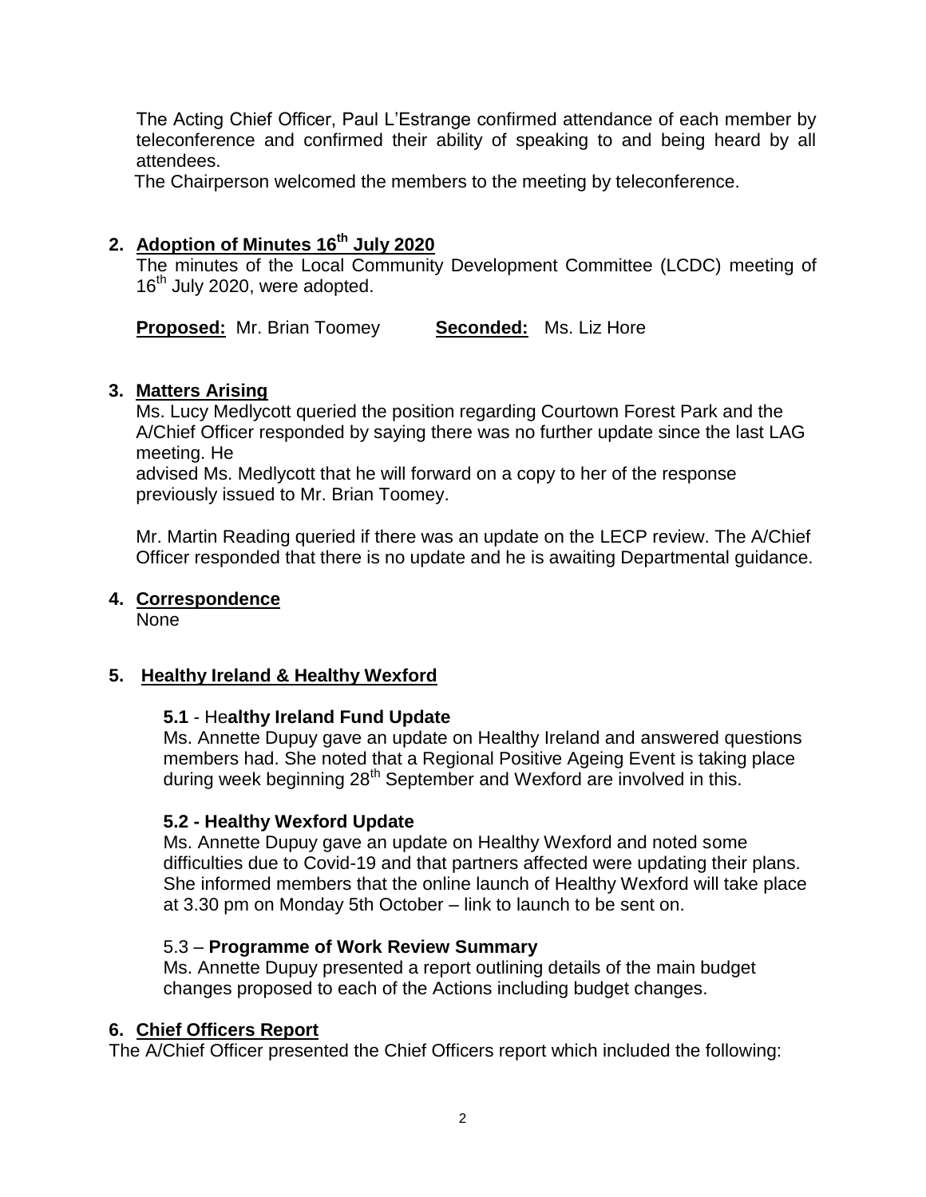The Acting Chief Officer, Paul L'Estrange confirmed attendance of each member by teleconference and confirmed their ability of speaking to and being heard by all attendees.

The Chairperson welcomed the members to the meeting by teleconference.

## 2. Adoption of Minutes 16th July 2020

The minutes of the Local Community Development Committee (LCDC) meeting of 16th July 2020, were adopted.

**Proposed:** Mr. Brian Toomey **Seconded:** Ms. Liz Hore

## 3. Matters Arising

Ms. Lucy Medlycott queried the position regarding Courtown Forest Park and the A/Chief Officer responded by saying there was no further update since the last LAG meeting. He advised Ms. Medlycott that he will forward on a copy to her of the response previously issued to Mr. Brian Toomey.

Mr. Martin Reading queried if there was an update on the LECP review. The A/Chief Officer responded that there is no update and he is awaiting Departmental guidance.

## 4. Correspondence

None

## 5. Healthy Ireland & Healthy Wexford

### 5.1 - Healthy Ireland Fund Update

Ms. Annette Dupuy gave an update on Healthy Ireland and answered questions members had. She noted that a Regional Positive Ageing Event is taking place during week beginning 28th September and Wexford are involved in this.

### 5.2 - Healthy Wexford Update

Ms. Annette Dupuy gave an update on Healthy Wexford and noted some difficulties due to Covid-19 and that partners affected were updating their plans. She informed members that the online launch of Healthy Wexford will take place at 3.30 pm on Monday 5th October – link to launch to be sent on.

### 5.3 – Programme of Work Review Summary

Ms. Annette Dupuy presented a report outlining details of the main budget changes proposed to each of the Actions including budget changes.

## 6. Chief Officers Report

The A/Chief Officer presented the Chief Officers report which included the following: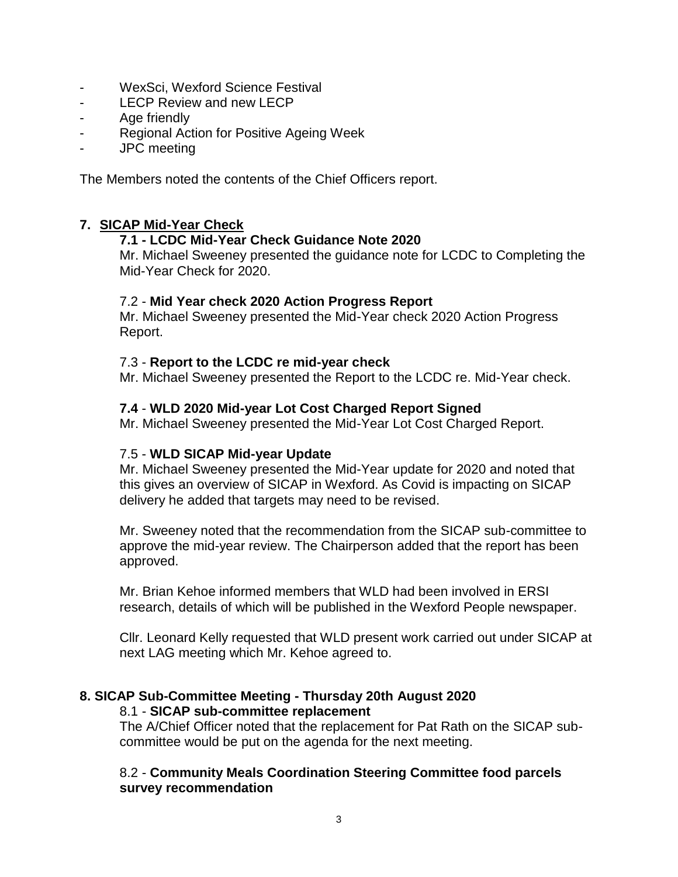- WexSci, Wexford Science Festival
- LECP Review and new LECP
- Age friendly
- Regional Action for Positive Ageing Week
- JPC meeting

The Members noted the contents of the Chief Officers report.

## 7. SICAP Mid-Year Check

### 7.1 - LCDC Mid-Year Check Guidance Note 2020

Mr. Michael Sweeney presented the guidance note for LCDC to Completing the Mid-Year Check for 2020.

### 7.2 - **Mid Year check 2020 Action Progress Report**

Mr. Michael Sweeney presented the Mid-Year check 2020 Action Progress Report.

### 7.3 - **Report to the LCDC re mid-year check**

Mr. Michael Sweeney presented the Report to the LCDC re. Mid-Year check.

### 7.4 - WLD 2020 Mid-year Lot Cost Charged Report Signed

Mr. Michael Sweeney presented the Mid-Year Lot Cost Charged Report.

### 7.5 - **WLD SICAP Mid-year Update**

Mr. Michael Sweeney presented the Mid-Year update for 2020 and noted that this gives an overview of SICAP in Wexford. As Covid is impacting on SICAP delivery he added that targets may need to be revised.

Mr. Sweeney noted that the recommendation from the SICAP sub-committee to approve the mid-year review. The Chairperson added that the report has been approved.

Mr. Brian Kehoe informed members that WLD had been involved in ERSI research, details of which will be published in the Wexford People newspaper.

Cllr. Leonard Kelly requested that WLD present work carried out under SICAP at next LAG meeting which Mr. Kehoe agreed to.

## 8. SICAP Sub-Committee Meeting - Thursday 20th August 2020

### 8.1 - **SICAP sub-committee replacement**

The A/Chief Officer noted that the replacement for Pat Rath on the SICAP sub-committee would be put on the agenda for the next meeting.

### 8.2 - **Community Meals Coordination Steering Committee food parcels survey recommendation**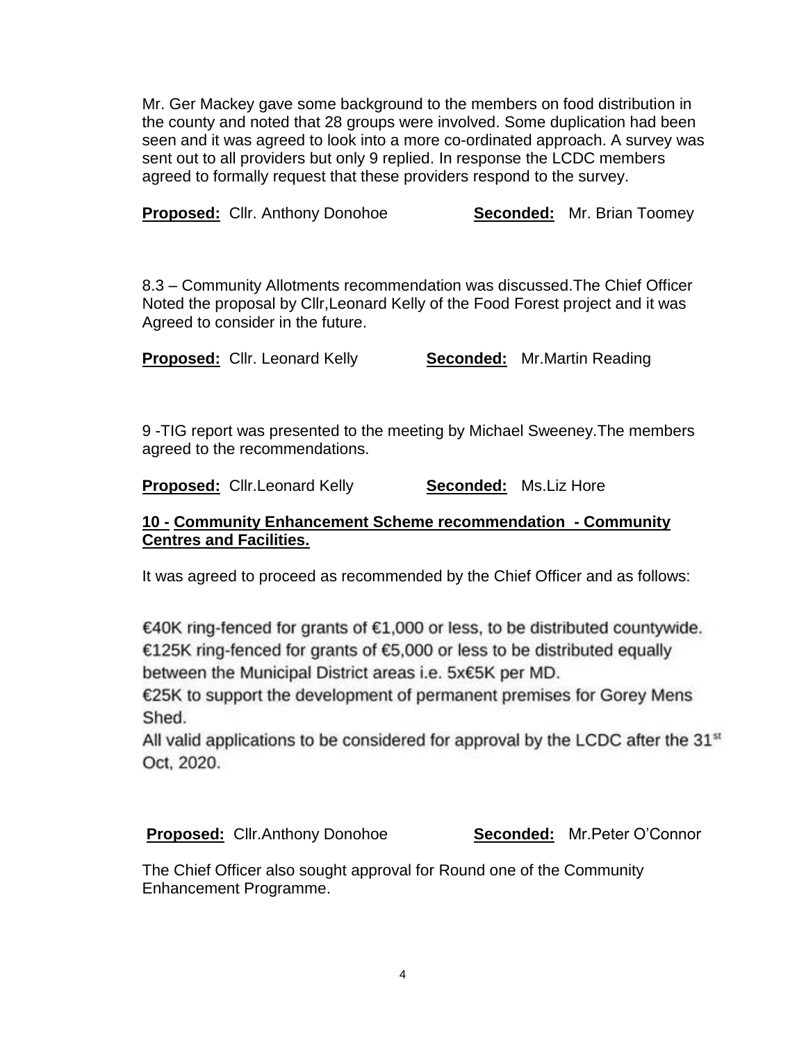Mr. Ger Mackey gave some background to the members on food distribution in the county and noted that 28 groups were involved. Some duplication had been seen and it was agreed to look into a more co-ordinated approach. A survey was sent out to all providers but only 9 replied. In response the LCDC members agreed to formally request that these providers respond to the survey.

**Proposed:** Cllr. Anthony Donohoe **Seconded:** Mr. Brian Toomey

8.3 – Community Allotments recommendation was discussed.The Chief Officer Noted the proposal by Cllr,Leonard Kelly of the Food Forest project and it was Agreed to consider in the future.

**Proposed:** Cllr. Leonard Kelly **Seconded:** Mr.Martin Reading

9 -TIG report was presented to the meeting by Michael Sweeney.The members agreed to the recommendations.

**Proposed:** Cllr.Leonard Kelly **Seconded:** Ms.Liz Hore

**10 - Community Enhancement Scheme recommendation - Community Centres and Facilities.**

It was agreed to proceed as recommended by the Chief Officer and as follows:

€40K ring-fenced for grants of €1,000 or less, to be distributed countywide.
€125K ring-fenced for grants of €5,000 or less to be distributed equally between the Municipal District areas i.e. 5x€5K per MD.
€25K to support the development of permanent premises for Gorey Mens Shed.
All valid applications to be considered for approval by the LCDC after the 31st Oct, 2020.

**Proposed:** Cllr.Anthony Donohoe **Seconded:** Mr.Peter O'Connor

The Chief Officer also sought approval for Round one of the Community Enhancement Programme.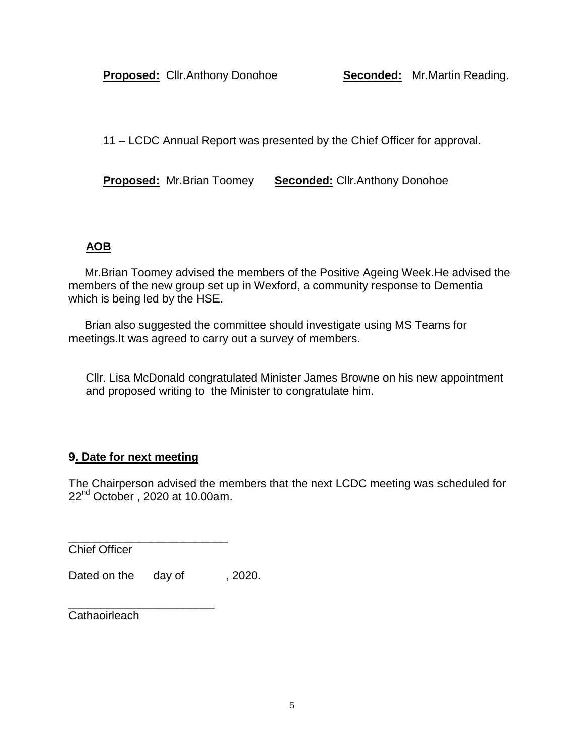**Proposed:** Cllr.Anthony Donohoe **Seconded:** Mr.Martin Reading.

11 – LCDC Annual Report was presented by the Chief Officer for approval.

**Proposed:** Mr.Brian Toomey **Seconded:** Cllr.Anthony Donohoe

## AOB

Mr.Brian Toomey advised the members of the Positive Ageing Week.He advised the members of the new group set up in Wexford, a community response to Dementia which is being led by the HSE.

Brian also suggested the committee should investigate using MS Teams for meetings.It was agreed to carry out a survey of members.

Cllr. Lisa McDonald congratulated Minister James Browne on his new appointment and proposed writing to the Minister to congratulate him.

## 9. Date for next meeting

The Chairperson advised the members that the next LCDC meeting was scheduled for 22nd October , 2020 at 10.00am.

\_\_\_\_\_\_\_\_\_\_\_\_\_\_\_\_\_\_\_\_\_\_\_\_\_\_

Chief Officer

Dated on the day of , 2020.

\_\_\_\_\_\_\_\_\_\_\_\_\_\_\_\_\_\_\_\_\_\_\_\_

Cathaoirleach